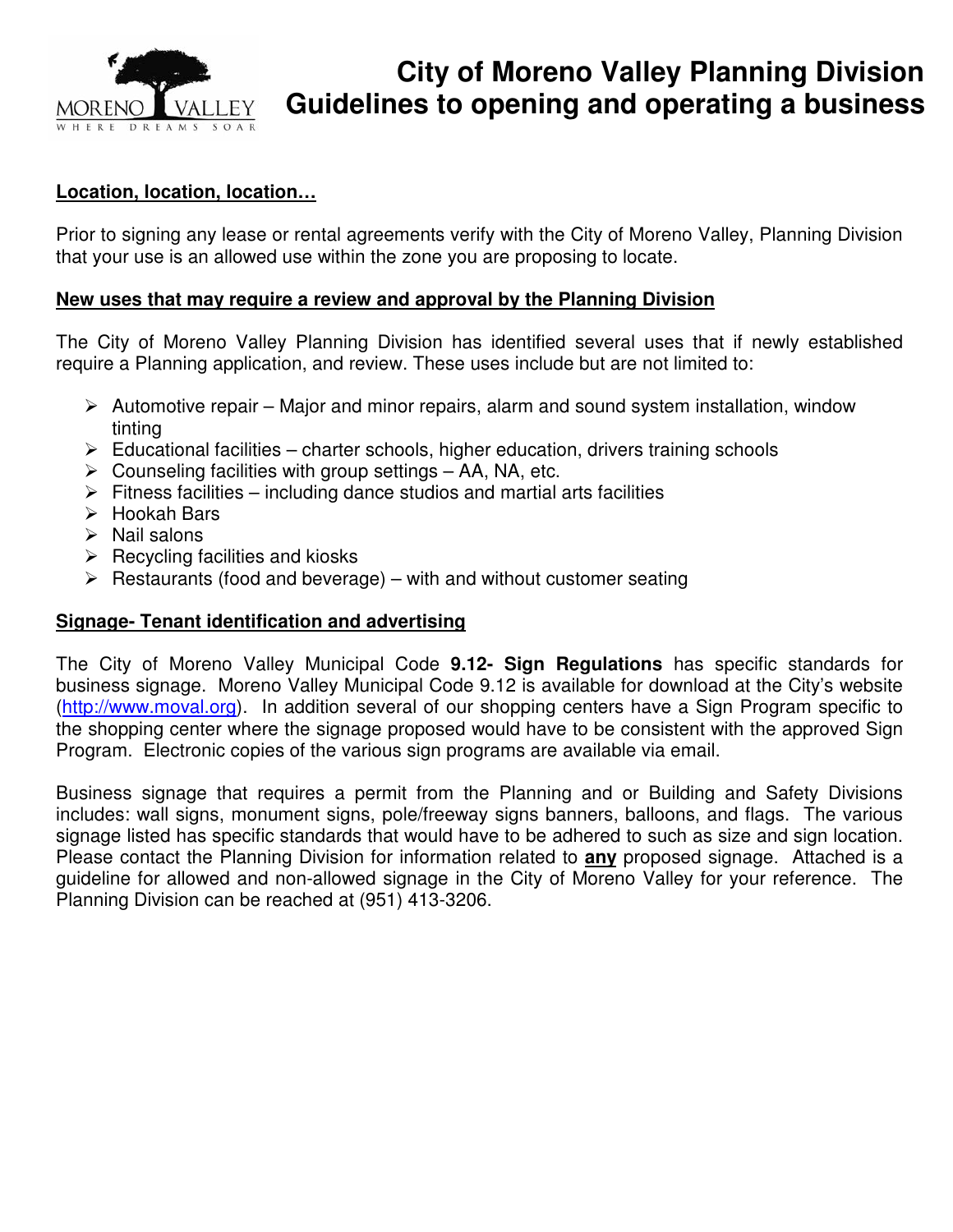# City of Moreno Valley Planning Division
# Guidelines to opening and operating a business

**Location, location, location…**

Prior to signing any lease or rental agreements verify with the City of Moreno Valley, Planning Division that your use is an allowed use within the zone you are proposing to locate.

**New uses that may require a review and approval by the Planning Division**

The City of Moreno Valley Planning Division has identified several uses that if newly established require a Planning application, and review. These uses include but are not limited to:

- Automotive repair – Major and minor repairs, alarm and sound system installation, window tinting
- Educational facilities – charter schools, higher education, drivers training schools
- Counseling facilities with group settings – AA, NA, etc.
- Fitness facilities – including dance studios and martial arts facilities
- Hookah Bars
- Nail salons
- Recycling facilities and kiosks
- Restaurants (food and beverage) – with and without customer seating

**Signage- Tenant identification and advertising**

The City of Moreno Valley Municipal Code **9.12- Sign Regulations** has specific standards for business signage. Moreno Valley Municipal Code 9.12 is available for download at the City's website (http://www.moval.org). In addition several of our shopping centers have a Sign Program specific to the shopping center where the signage proposed would have to be consistent with the approved Sign Program. Electronic copies of the various sign programs are available via email.

Business signage that requires a permit from the Planning and or Building and Safety Divisions includes: wall signs, monument signs, pole/freeway signs banners, balloons, and flags. The various signage listed has specific standards that would have to be adhered to such as size and sign location. Please contact the Planning Division for information related to **any** proposed signage. Attached is a guideline for allowed and non-allowed signage in the City of Moreno Valley for your reference. The Planning Division can be reached at (951) 413-3206.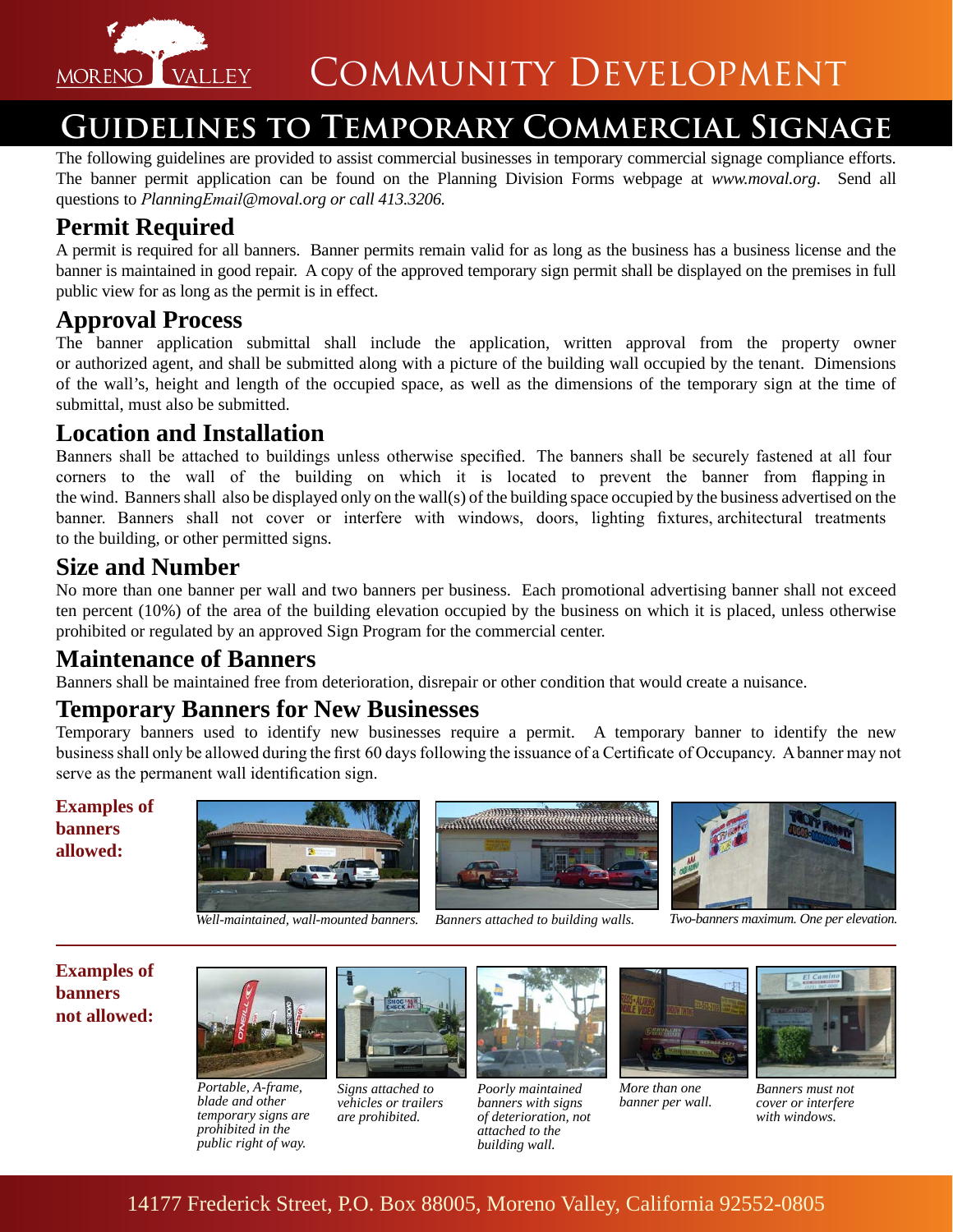# Community Development

## Guidelines to Temporary Commercial Signage

The following guidelines are provided to assist commercial businesses in temporary commercial signage compliance efforts. The banner permit application can be found on the Planning Division Forms webpage at *www.moval.org*. Send all questions to *PlanningEmail@moval.org or call 413.3206.*

### Permit Required

A permit is required for all banners. Banner permits remain valid for as long as the business has a business license and the banner is maintained in good repair. A copy of the approved temporary sign permit shall be displayed on the premises in full public view for as long as the permit is in effect.

### Approval Process

The banner application submittal shall include the application, written approval from the property owner or authorized agent, and shall be submitted along with a picture of the building wall occupied by the tenant. Dimensions of the wall's, height and length of the occupied space, as well as the dimensions of the temporary sign at the time of submittal, must also be submitted.

### Location and Installation

Banners shall be attached to buildings unless otherwise specified. The banners shall be securely fastened at all four corners to the wall of the building on which it is located to prevent the banner from flapping in the wind. Banners shall also be displayed only on the wall(s) of the building space occupied by the business advertised on the banner. Banners shall not cover or interfere with windows, doors, lighting fixtures, architectural treatments to the building, or other permitted signs.

### Size and Number

No more than one banner per wall and two banners per business. Each promotional advertising banner shall not exceed ten percent (10%) of the area of the building elevation occupied by the business on which it is placed, unless otherwise prohibited or regulated by an approved Sign Program for the commercial center.

### Maintenance of Banners

Banners shall be maintained free from deterioration, disrepair or other condition that would create a nuisance.

### Temporary Banners for New Businesses

Temporary banners used to identify new businesses require a permit. A temporary banner to identify the new business shall only be allowed during the first 60 days following the issuance of a Certificate of Occupancy. A banner may not serve as the permanent wall identification sign.

**Examples of banners allowed:**

*Well-maintained, wall-mounted banners.*

*Banners attached to building walls.*

*Two-banners maximum. One per elevation.*

**Examples of banners not allowed:**

*Portable, A-frame, blade and other temporary signs are prohibited in the public right of way.*

*Signs attached to vehicles or trailers are prohibited.*

*Poorly maintained banners with signs of deterioration, not attached to the building wall.*

*More than one banner per wall.*

*Banners must not cover or interfere with windows.*

14177 Frederick Street, P.O. Box 88005, Moreno Valley, California 92552-0805